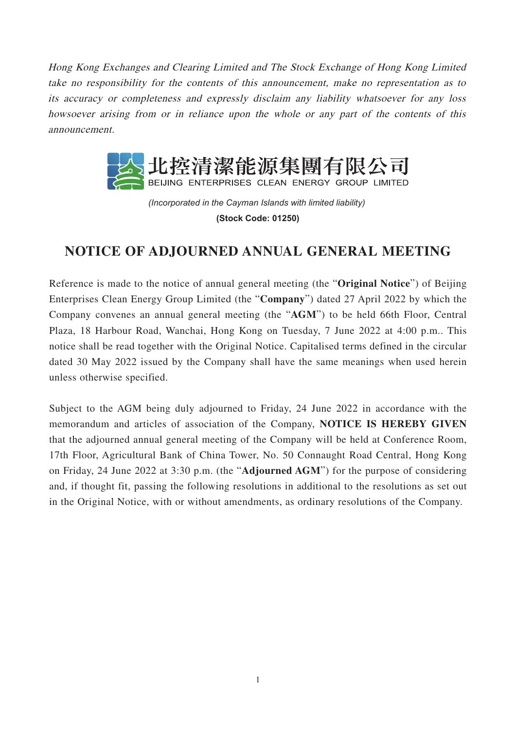*Hong Kong Exchanges and Clearing Limited and The Stock Exchange of Hong Kong Limited take no responsibility for the contents of this announcement, make no representation as to its accuracy or completeness and expressly disclaim any liability whatsoever for any loss howsoever arising from or in reliance upon the whole or any part of the contents of this announcement.*

**北控清潔能源集團有限公司**
**BEIJING ENTERPRISES CLEAN ENERGY GROUP LIMITED**

*(Incorporated in the Cayman Islands with limited liability)*

**(Stock Code: 01250)**

# NOTICE OF ADJOURNED ANNUAL GENERAL MEETING

Reference is made to the notice of annual general meeting (the "**Original Notice**") of Beijing Enterprises Clean Energy Group Limited (the "**Company**") dated 27 April 2022 by which the Company convenes an annual general meeting (the "**AGM**") to be held 66th Floor, Central Plaza, 18 Harbour Road, Wanchai, Hong Kong on Tuesday, 7 June 2022 at 4:00 p.m.. This notice shall be read together with the Original Notice. Capitalised terms defined in the circular dated 30 May 2022 issued by the Company shall have the same meanings when used herein unless otherwise specified.

Subject to the AGM being duly adjourned to Friday, 24 June 2022 in accordance with the memorandum and articles of association of the Company, **NOTICE IS HEREBY GIVEN** that the adjourned annual general meeting of the Company will be held at Conference Room, 17th Floor, Agricultural Bank of China Tower, No. 50 Connaught Road Central, Hong Kong on Friday, 24 June 2022 at 3:30 p.m. (the "**Adjourned AGM**") for the purpose of considering and, if thought fit, passing the following resolutions in additional to the resolutions as set out in the Original Notice, with or without amendments, as ordinary resolutions of the Company.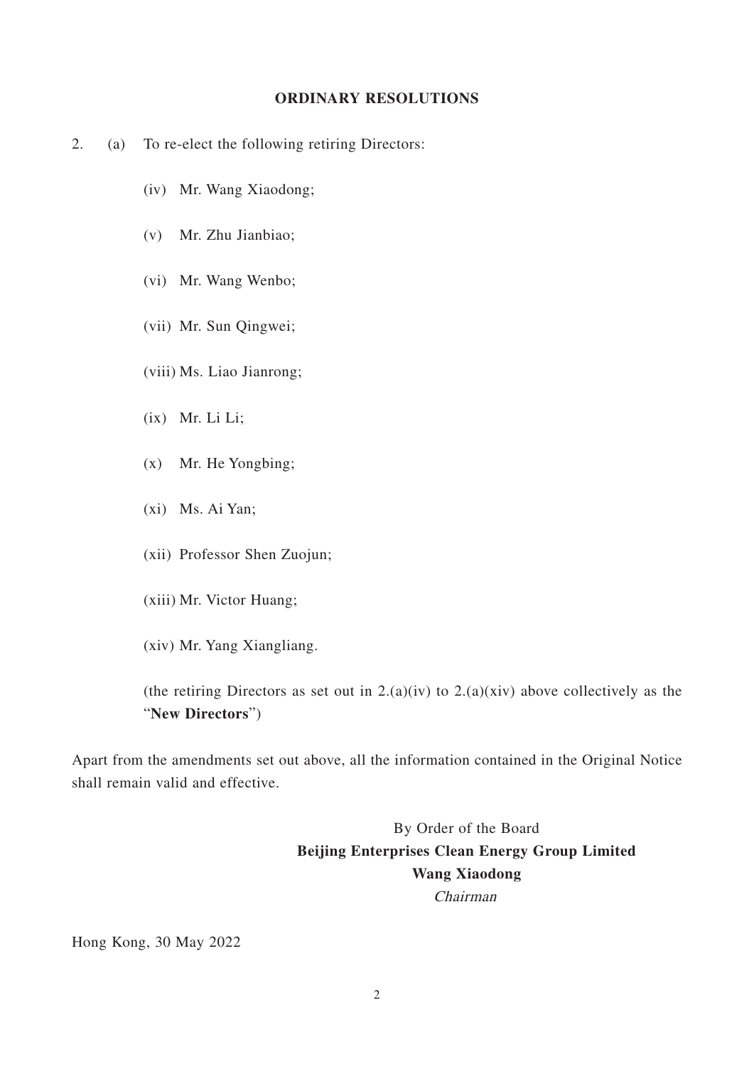## ORDINARY RESOLUTIONS

2. (a) To re-elect the following retiring Directors:

    (iv) Mr. Wang Xiaodong;

    (v) Mr. Zhu Jianbiao;

    (vi) Mr. Wang Wenbo;

    (vii) Mr. Sun Qingwei;

    (viii) Ms. Liao Jianrong;

    (ix) Mr. Li Li;

    (x) Mr. He Yongbing;

    (xi) Ms. Ai Yan;

    (xii) Professor Shen Zuojun;

    (xiii) Mr. Victor Huang;

    (xiv) Mr. Yang Xiangliang.

    (the retiring Directors as set out in 2.(a)(iv) to 2.(a)(xiv) above collectively as the "**New Directors**")

Apart from the amendments set out above, all the information contained in the Original Notice shall remain valid and effective.

By Order of the Board
**Beijing Enterprises Clean Energy Group Limited**
**Wang Xiaodong**
*Chairman*

Hong Kong, 30 May 2022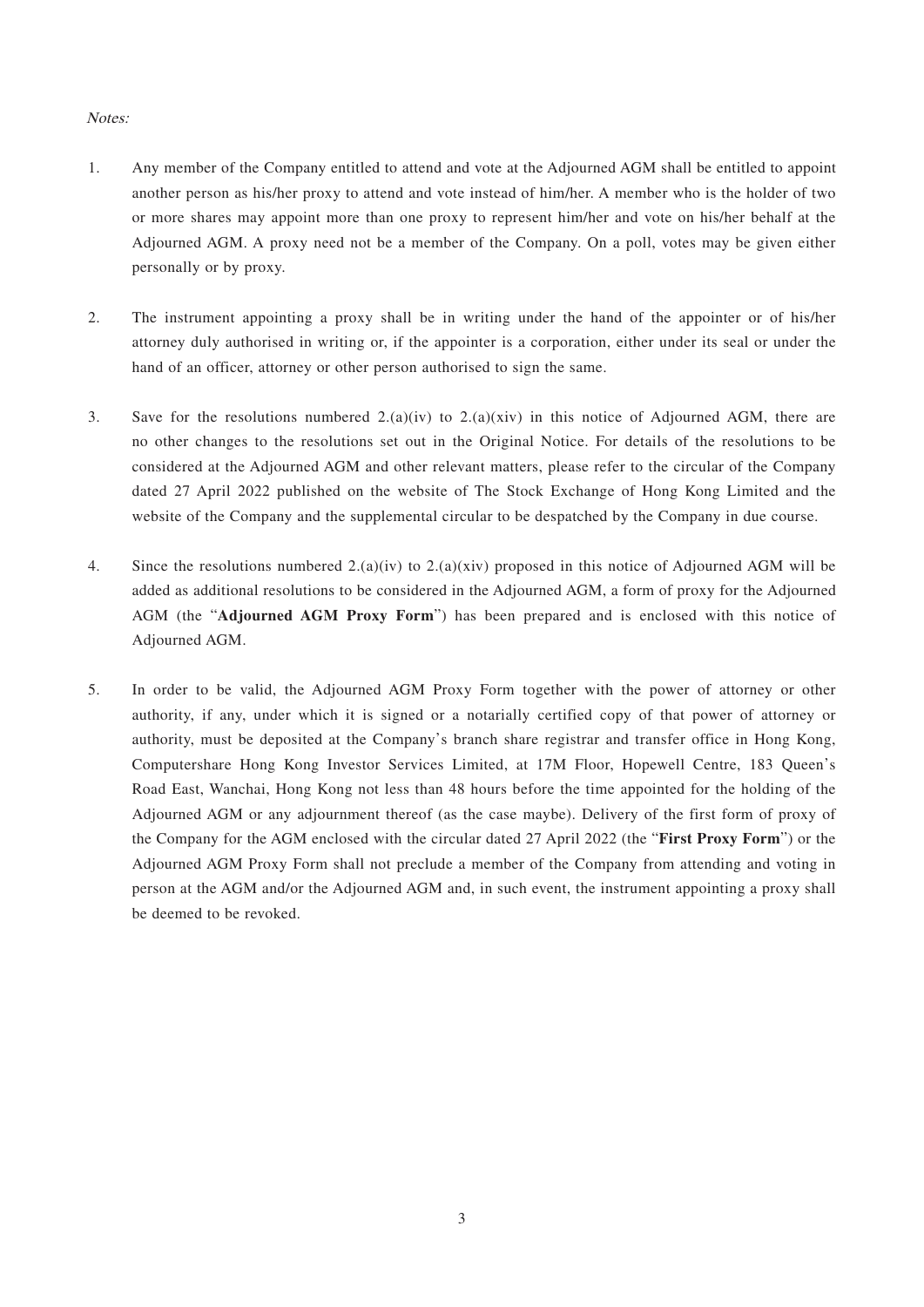*Notes:*

1. Any member of the Company entitled to attend and vote at the Adjourned AGM shall be entitled to appoint another person as his/her proxy to attend and vote instead of him/her. A member who is the holder of two or more shares may appoint more than one proxy to represent him/her and vote on his/her behalf at the Adjourned AGM. A proxy need not be a member of the Company. On a poll, votes may be given either personally or by proxy.

2. The instrument appointing a proxy shall be in writing under the hand of the appointer or of his/her attorney duly authorised in writing or, if the appointer is a corporation, either under its seal or under the hand of an officer, attorney or other person authorised to sign the same.

3. Save for the resolutions numbered 2.(a)(iv) to 2.(a)(xiv) in this notice of Adjourned AGM, there are no other changes to the resolutions set out in the Original Notice. For details of the resolutions to be considered at the Adjourned AGM and other relevant matters, please refer to the circular of the Company dated 27 April 2022 published on the website of The Stock Exchange of Hong Kong Limited and the website of the Company and the supplemental circular to be despatched by the Company in due course.

4. Since the resolutions numbered 2.(a)(iv) to 2.(a)(xiv) proposed in this notice of Adjourned AGM will be added as additional resolutions to be considered in the Adjourned AGM, a form of proxy for the Adjourned AGM (the "**Adjourned AGM Proxy Form**") has been prepared and is enclosed with this notice of Adjourned AGM.

5. In order to be valid, the Adjourned AGM Proxy Form together with the power of attorney or other authority, if any, under which it is signed or a notarially certified copy of that power of attorney or authority, must be deposited at the Company's branch share registrar and transfer office in Hong Kong, Computershare Hong Kong Investor Services Limited, at 17M Floor, Hopewell Centre, 183 Queen's Road East, Wanchai, Hong Kong not less than 48 hours before the time appointed for the holding of the Adjourned AGM or any adjournment thereof (as the case maybe). Delivery of the first form of proxy of the Company for the AGM enclosed with the circular dated 27 April 2022 (the "**First Proxy Form**") or the Adjourned AGM Proxy Form shall not preclude a member of the Company from attending and voting in person at the AGM and/or the Adjourned AGM and, in such event, the instrument appointing a proxy shall be deemed to be revoked.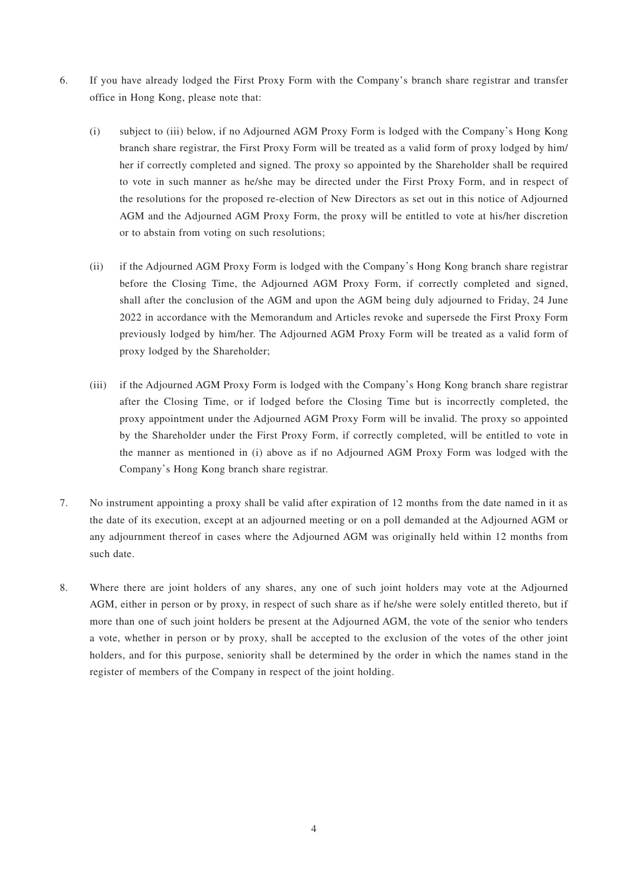6. If you have already lodged the First Proxy Form with the Company's branch share registrar and transfer office in Hong Kong, please note that:

   (i) subject to (iii) below, if no Adjourned AGM Proxy Form is lodged with the Company's Hong Kong branch share registrar, the First Proxy Form will be treated as a valid form of proxy lodged by him/her if correctly completed and signed. The proxy so appointed by the Shareholder shall be required to vote in such manner as he/she may be directed under the First Proxy Form, and in respect of the resolutions for the proposed re-election of New Directors as set out in this notice of Adjourned AGM and the Adjourned AGM Proxy Form, the proxy will be entitled to vote at his/her discretion or to abstain from voting on such resolutions;

   (ii) if the Adjourned AGM Proxy Form is lodged with the Company's Hong Kong branch share registrar before the Closing Time, the Adjourned AGM Proxy Form, if correctly completed and signed, shall after the conclusion of the AGM and upon the AGM being duly adjourned to Friday, 24 June 2022 in accordance with the Memorandum and Articles revoke and supersede the First Proxy Form previously lodged by him/her. The Adjourned AGM Proxy Form will be treated as a valid form of proxy lodged by the Shareholder;

   (iii) if the Adjourned AGM Proxy Form is lodged with the Company's Hong Kong branch share registrar after the Closing Time, or if lodged before the Closing Time but is incorrectly completed, the proxy appointment under the Adjourned AGM Proxy Form will be invalid. The proxy so appointed by the Shareholder under the First Proxy Form, if correctly completed, will be entitled to vote in the manner as mentioned in (i) above as if no Adjourned AGM Proxy Form was lodged with the Company's Hong Kong branch share registrar.

7. No instrument appointing a proxy shall be valid after expiration of 12 months from the date named in it as the date of its execution, except at an adjourned meeting or on a poll demanded at the Adjourned AGM or any adjournment thereof in cases where the Adjourned AGM was originally held within 12 months from such date.

8. Where there are joint holders of any shares, any one of such joint holders may vote at the Adjourned AGM, either in person or by proxy, in respect of such share as if he/she were solely entitled thereto, but if more than one of such joint holders be present at the Adjourned AGM, the vote of the senior who tenders a vote, whether in person or by proxy, shall be accepted to the exclusion of the votes of the other joint holders, and for this purpose, seniority shall be determined by the order in which the names stand in the register of members of the Company in respect of the joint holding.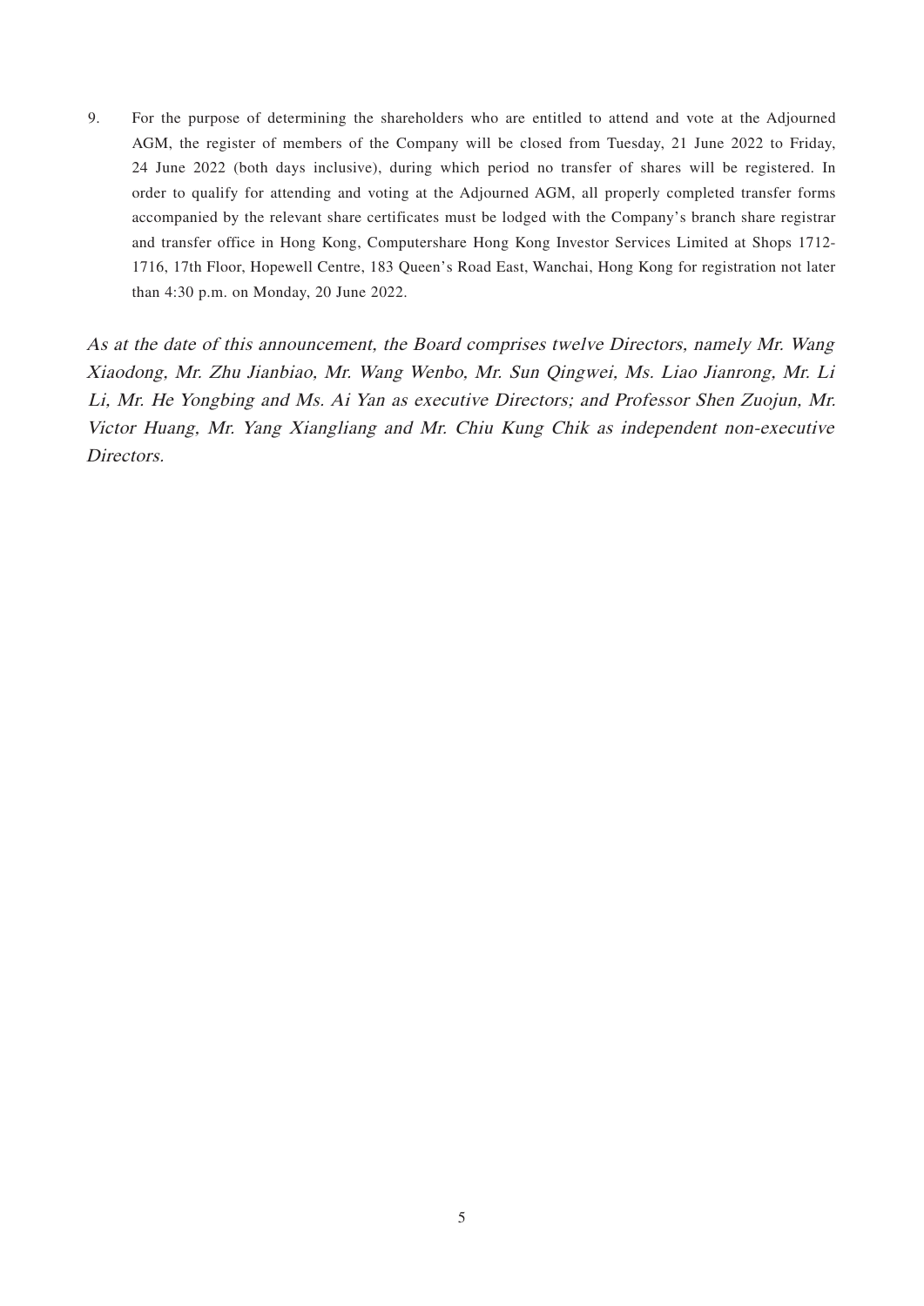9. For the purpose of determining the shareholders who are entitled to attend and vote at the Adjourned AGM, the register of members of the Company will be closed from Tuesday, 21 June 2022 to Friday, 24 June 2022 (both days inclusive), during which period no transfer of shares will be registered. In order to qualify for attending and voting at the Adjourned AGM, all properly completed transfer forms accompanied by the relevant share certificates must be lodged with the Company's branch share registrar and transfer office in Hong Kong, Computershare Hong Kong Investor Services Limited at Shops 1712-1716, 17th Floor, Hopewell Centre, 183 Queen's Road East, Wanchai, Hong Kong for registration not later than 4:30 p.m. on Monday, 20 June 2022.

*As at the date of this announcement, the Board comprises twelve Directors, namely Mr. Wang Xiaodong, Mr. Zhu Jianbiao, Mr. Wang Wenbo, Mr. Sun Qingwei, Ms. Liao Jianrong, Mr. Li Li, Mr. He Yongbing and Ms. Ai Yan as executive Directors; and Professor Shen Zuojun, Mr. Victor Huang, Mr. Yang Xiangliang and Mr. Chiu Kung Chik as independent non-executive Directors.*